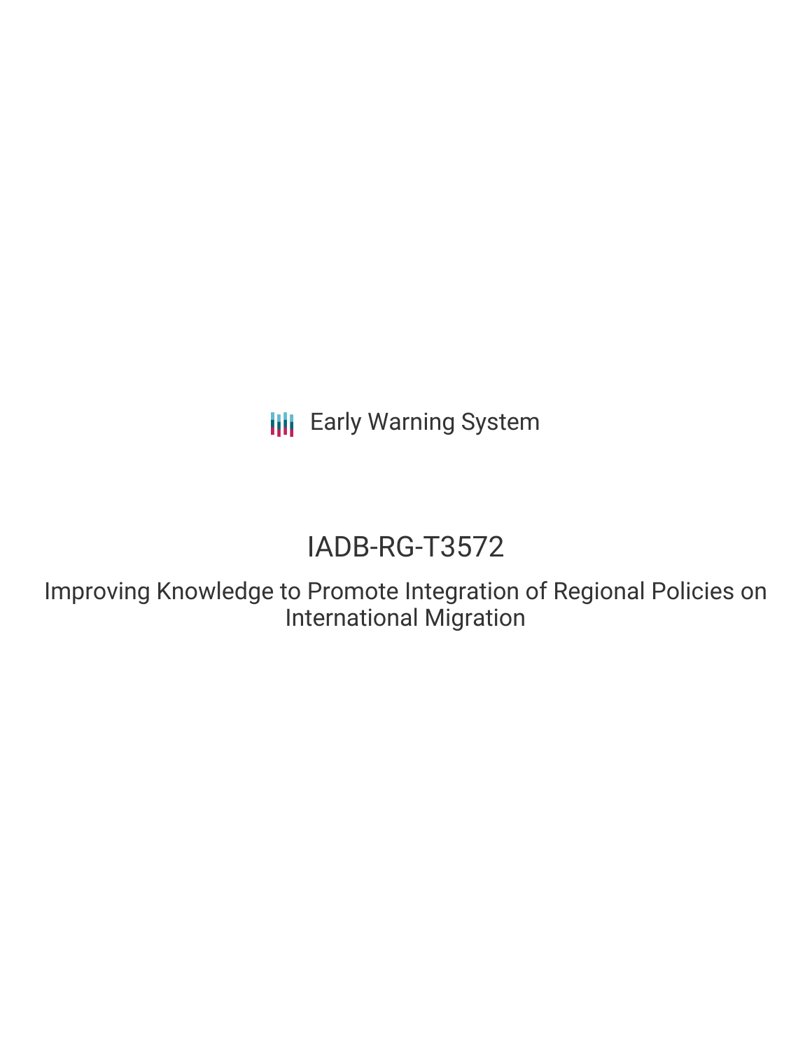Early Warning System

# IADB-RG-T3572

## Improving Knowledge to Promote Integration of Regional Policies on International Migration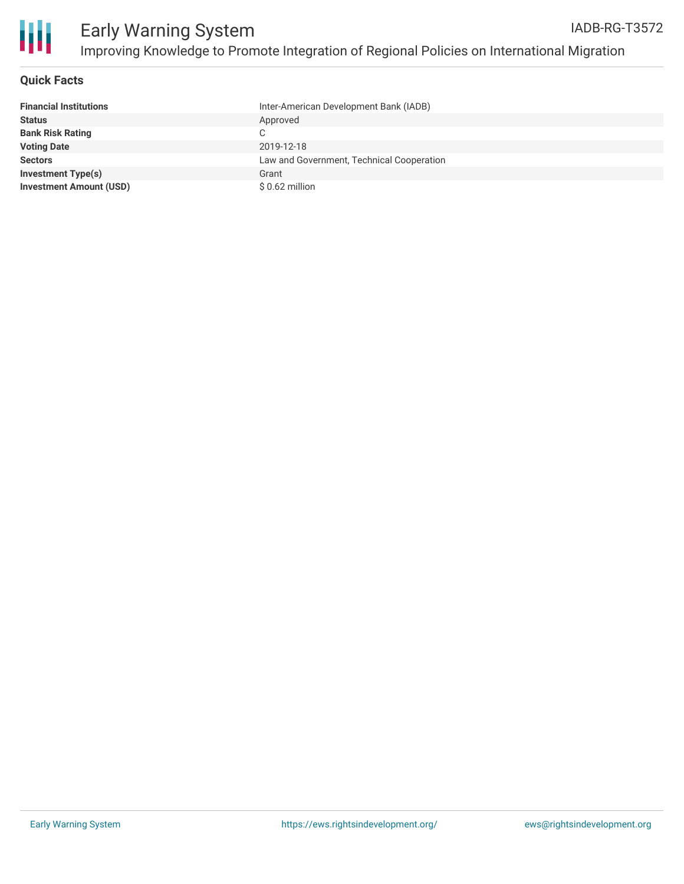# Early Warning System

## Improving Knowledge to Promote Integration of Regional Policies on International Migration

IADB-RG-T3572

### Quick Facts

| | |
|---|---|
| **Financial Institutions** | Inter-American Development Bank (IADB) |
| **Status** | Approved |
| **Bank Risk Rating** | C |
| **Voting Date** | 2019-12-18 |
| **Sectors** | Law and Government, Technical Cooperation |
| **Investment Type(s)** | Grant |
| **Investment Amount (USD)** | $ 0.62 million |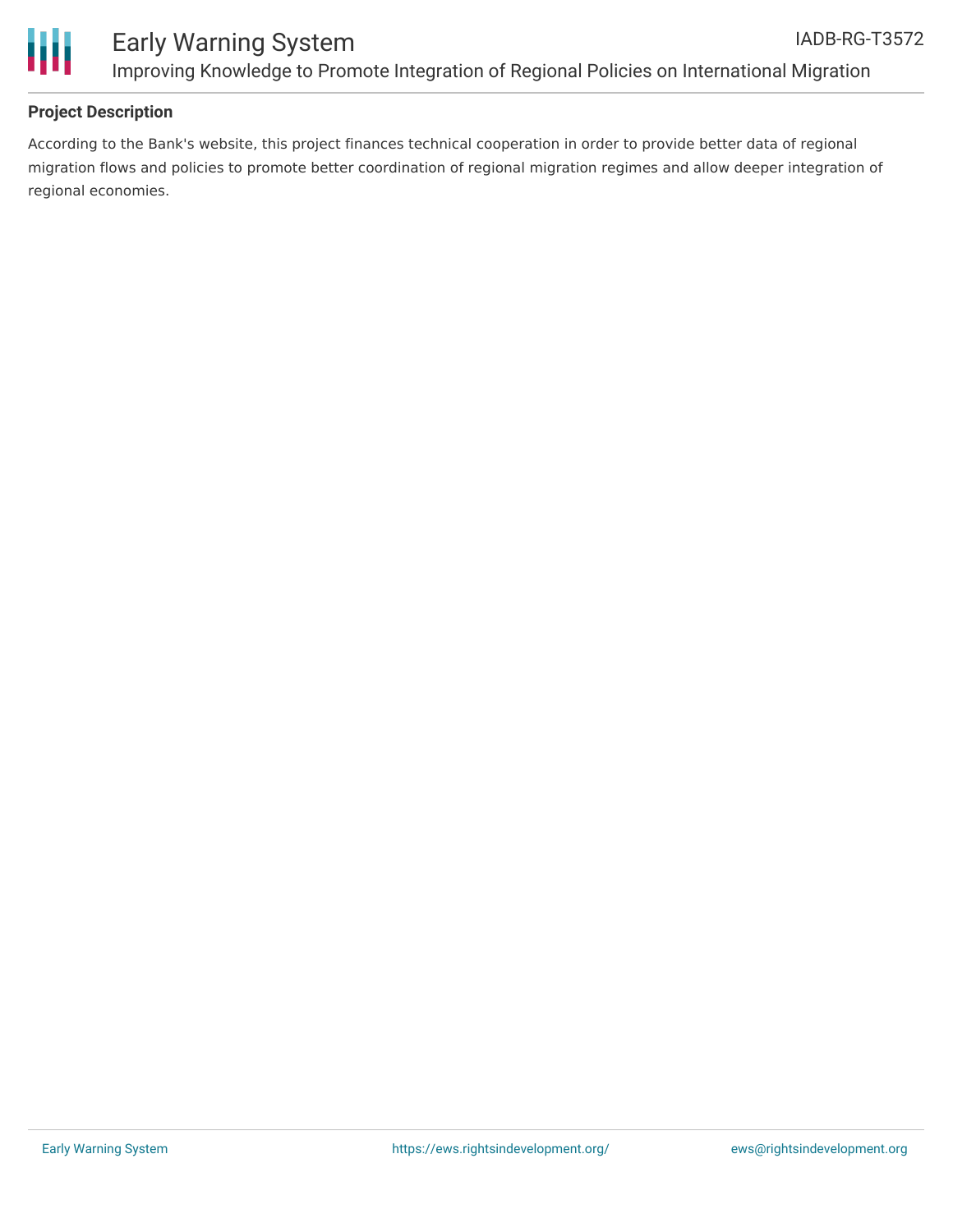## Project Description

According to the Bank's website, this project finances technical cooperation in order to provide better data of regional migration flows and policies to promote better coordination of regional migration regimes and allow deeper integration of regional economies.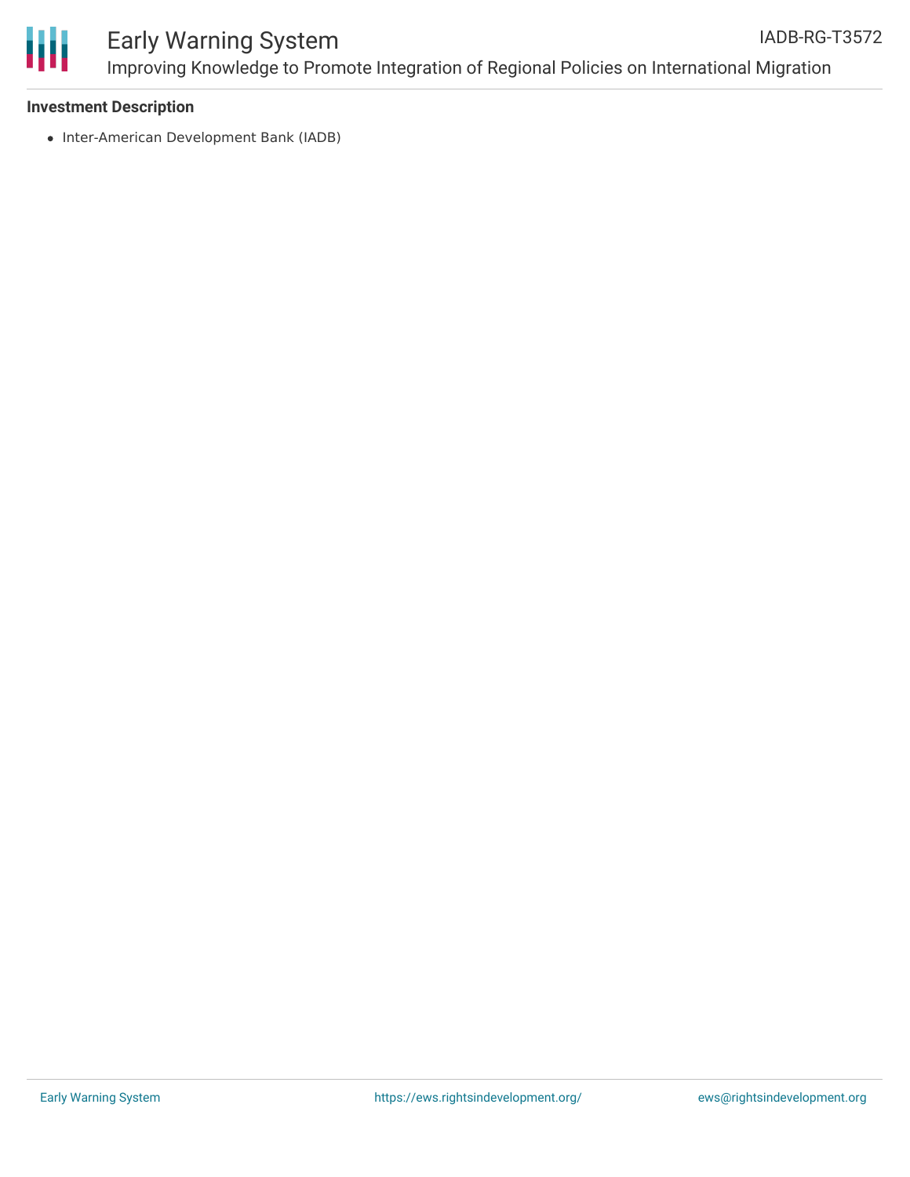**Investment Description**

- Inter-American Development Bank (IADB)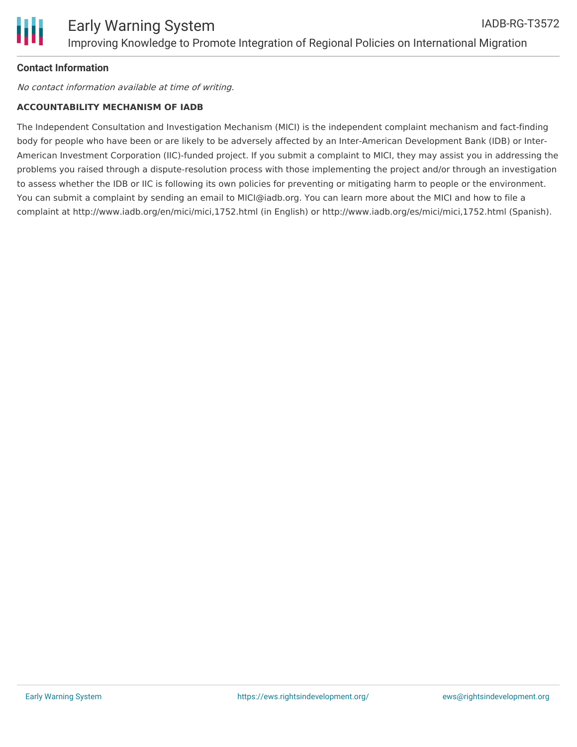**Contact Information**

*No contact information available at time of writing.*

**ACCOUNTABILITY MECHANISM OF IADB**

The Independent Consultation and Investigation Mechanism (MICI) is the independent complaint mechanism and fact-finding body for people who have been or are likely to be adversely affected by an Inter-American Development Bank (IDB) or Inter-American Investment Corporation (IIC)-funded project. If you submit a complaint to MICI, they may assist you in addressing the problems you raised through a dispute-resolution process with those implementing the project and/or through an investigation to assess whether the IDB or IIC is following its own policies for preventing or mitigating harm to people or the environment. You can submit a complaint by sending an email to MICI@iadb.org. You can learn more about the MICI and how to file a complaint at http://www.iadb.org/en/mici/mici,1752.html (in English) or http://www.iadb.org/es/mici/mici,1752.html (Spanish).